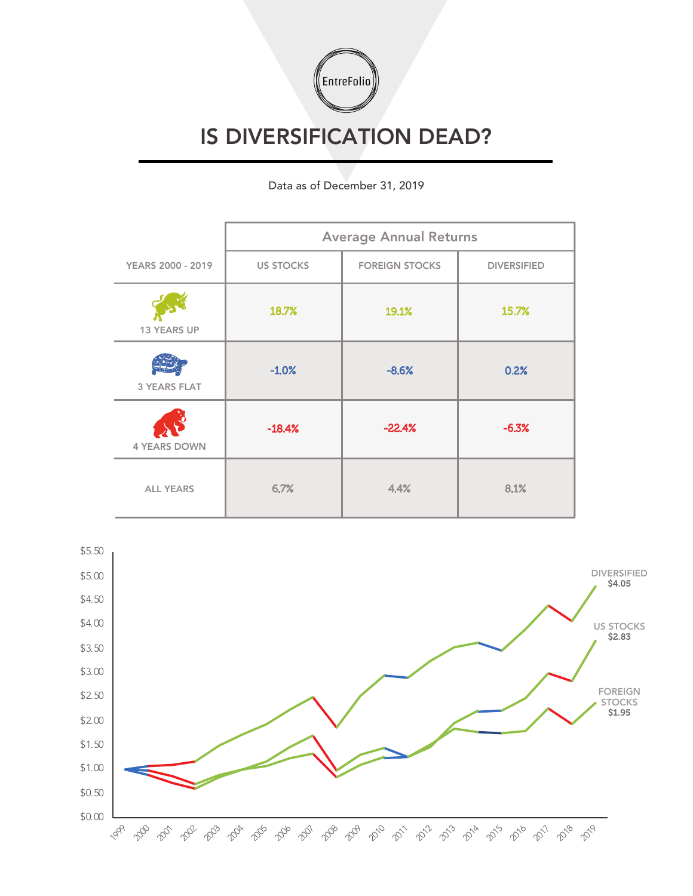EntreFolio

# IS DIVERSIFICATION DEAD?

Data as of December 31, 2019

| YEARS 2000 - 2019 | Average Annual Returns | | |
|---|---|---|---|
| | US STOCKS | FOREIGN STOCKS | DIVERSIFIED |
| 13 YEARS UP | 18.7% | 19.1% | 15.7% |
| 3 YEARS FLAT | -1.0% | -8.6% | 0.2% |
| 4 YEARS DOWN | -18.4% | -22.4% | -6.3% |
| ALL YEARS | 6.7% | 4.4% | 8.1% |

$5.50
$5.00
$4.50
$4.00
$3.50
$3.00
$2.50
$2.00
$1.50
$1.00
$0.50
$0.00

1999 2000 2001 2002 2003 2004 2005 2006 2007 2008 2009 2010 2011 2012 2013 2014 2015 2016 2017 2018 2019

DIVERSIFIED $4.05

US STOCKS $2.83

FOREIGN STOCKS $1.95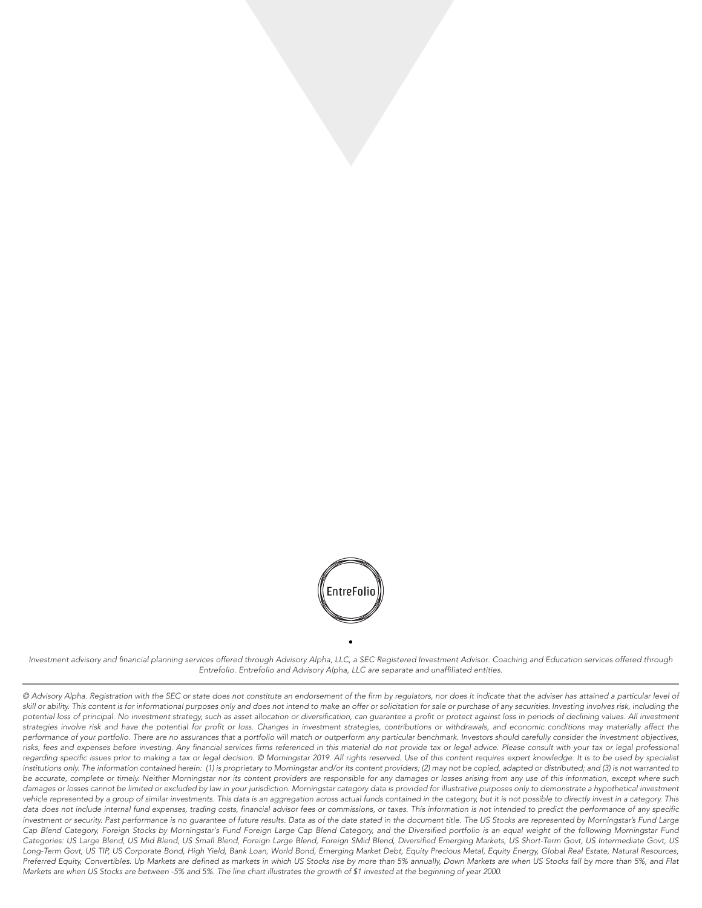EntreFolio

*Investment advisory and financial planning services offered through Advisory Alpha, LLC, a SEC Registered Investment Advisor. Coaching and Education services offered through Entrefolio. Entrefolio and Advisory Alpha, LLC are separate and unaffiliated entities.*

---

*© Advisory Alpha. Registration with the SEC or state does not constitute an endorsement of the firm by regulators, nor does it indicate that the adviser has attained a particular level of skill or ability. This content is for informational purposes only and does not intend to make an offer or solicitation for sale or purchase of any securities. Investing involves risk, including the potential loss of principal. No investment strategy, such as asset allocation or diversification, can guarantee a profit or protect against loss in periods of declining values. All investment strategies involve risk and have the potential for profit or loss. Changes in investment strategies, contributions or withdrawals, and economic conditions may materially affect the performance of your portfolio. There are no assurances that a portfolio will match or outperform any particular benchmark. Investors should carefully consider the investment objectives, risks, fees and expenses before investing. Any financial services firms referenced in this material do not provide tax or legal advice. Please consult with your tax or legal professional regarding specific issues prior to making a tax or legal decision. © Morningstar 2019. All rights reserved. Use of this content requires expert knowledge. It is to be used by specialist institutions only. The information contained herein: (1) is proprietary to Morningstar and/or its content providers; (2) may not be copied, adapted or distributed; and (3) is not warranted to be accurate, complete or timely. Neither Morningstar nor its content providers are responsible for any damages or losses arising from any use of this information, except where such damages or losses cannot be limited or excluded by law in your jurisdiction. Morningstar category data is provided for illustrative purposes only to demonstrate a hypothetical investment vehicle represented by a group of similar investments. This data is an aggregation across actual funds contained in the category, but it is not possible to directly invest in a category. This data does not include internal fund expenses, trading costs, financial advisor fees or commissions, or taxes. This information is not intended to predict the performance of any specific investment or security. Past performance is no guarantee of future results. Data as of the date stated in the document title. The US Stocks are represented by Morningstar's Fund Large Cap Blend Category, Foreign Stocks by Morningstar's Fund Foreign Large Cap Blend Category, and the Diversified portfolio is an equal weight of the following Morningstar Fund Categories: US Large Blend, US Mid Blend, US Small Blend, Foreign Large Blend, Foreign SMid Blend, Diversified Emerging Markets, US Short-Term Govt, US Intermediate Govt, US Long-Term Govt, US TIP, US Corporate Bond, High Yield, Bank Loan, World Bond, Emerging Market Debt, Equity Precious Metal, Equity Energy, Global Real Estate, Natural Resources, Preferred Equity, Convertibles. Up Markets are defined as markets in which US Stocks rise by more than 5% annually, Down Markets are when US Stocks fall by more than 5%, and Flat Markets are when US Stocks are between -5% and 5%. The line chart illustrates the growth of $1 invested at the beginning of year 2000.*